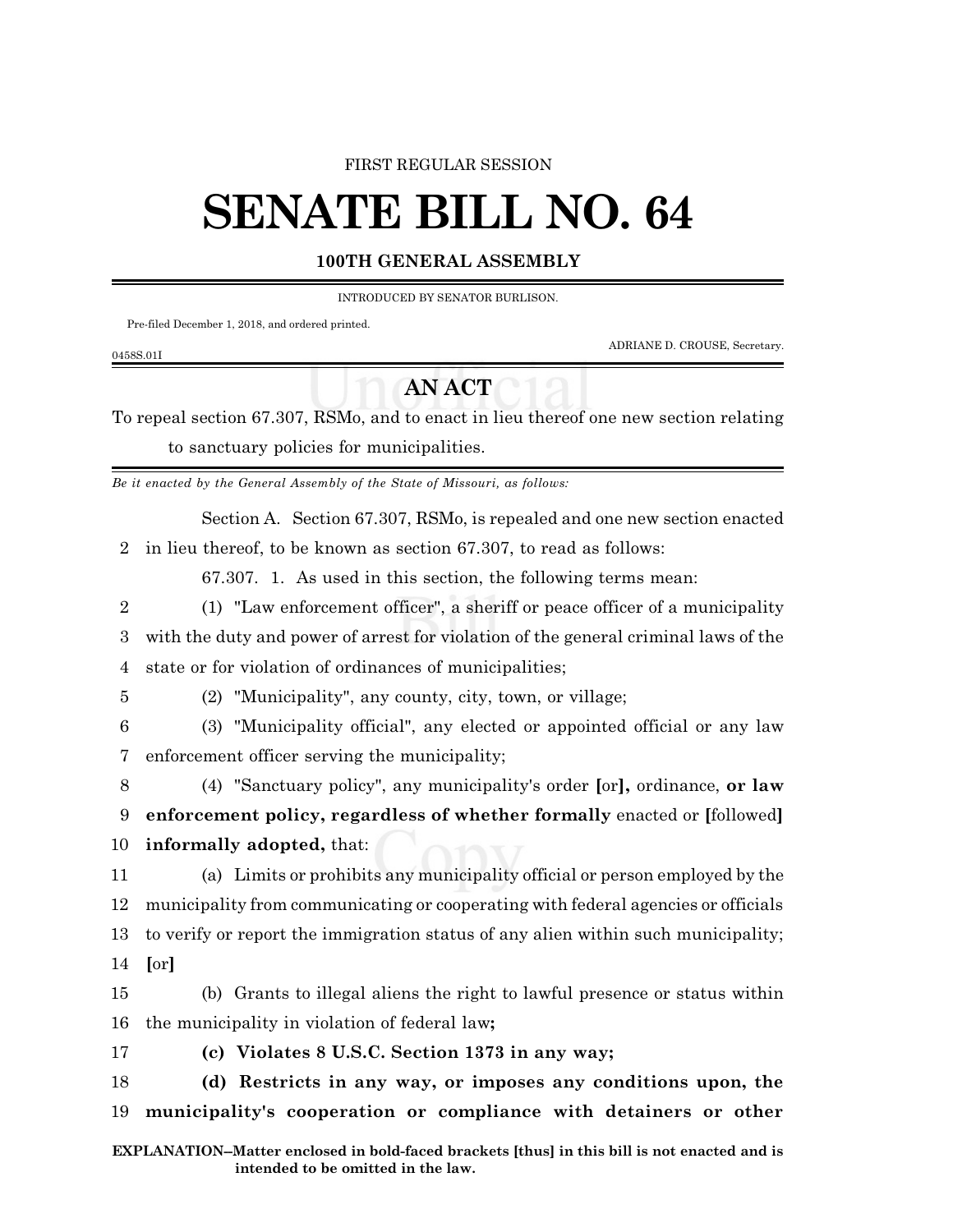FIRST REGULAR SESSION

# SENATE BILL NO. 64

## 100TH GENERAL ASSEMBLY

INTRODUCED BY SENATOR BURLISON.

Pre-filed December 1, 2018, and ordered printed.

ADRIANE D. CROUSE, Secretary.

0458S.01I

## AN ACT

To repeal section 67.307, RSMo, and to enact in lieu thereof one new section relating to sanctuary policies for municipalities.

*Be it enacted by the General Assembly of the State of Missouri, as follows:*

Section A. Section 67.307, RSMo, is repealed and one new section enacted
2 in lieu thereof, to be known as section 67.307, to read as follows:

67.307. 1. As used in this section, the following terms mean:
2 (1) "Law enforcement officer", a sheriff or peace officer of a municipality
3 with the duty and power of arrest for violation of the general criminal laws of the
4 state or for violation of ordinances of municipalities;
5 (2) "Municipality", any county, city, town, or village;
6 (3) "Municipality official", any elected or appointed official or any law
7 enforcement officer serving the municipality;
8 (4) "Sanctuary policy", any municipality's order **[**or**]**, ordinance, **or law**
9 **enforcement policy, regardless of whether formally** enacted or **[**followed**]**
10 **informally adopted,** that:
11 (a) Limits or prohibits any municipality official or person employed by the
12 municipality from communicating or cooperating with federal agencies or officials
13 to verify or report the immigration status of any alien within such municipality;
14 **[**or**]**
15 (b) Grants to illegal aliens the right to lawful presence or status within
16 the municipality in violation of federal law**;**
17 **(c) Violates 8 U.S.C. Section 1373 in any way;**
18 **(d) Restricts in any way, or imposes any conditions upon, the**
19 **municipality's cooperation or compliance with detainers or other**

**EXPLANATION–Matter enclosed in bold-faced brackets [thus] in this bill is not enacted and is intended to be omitted in the law.**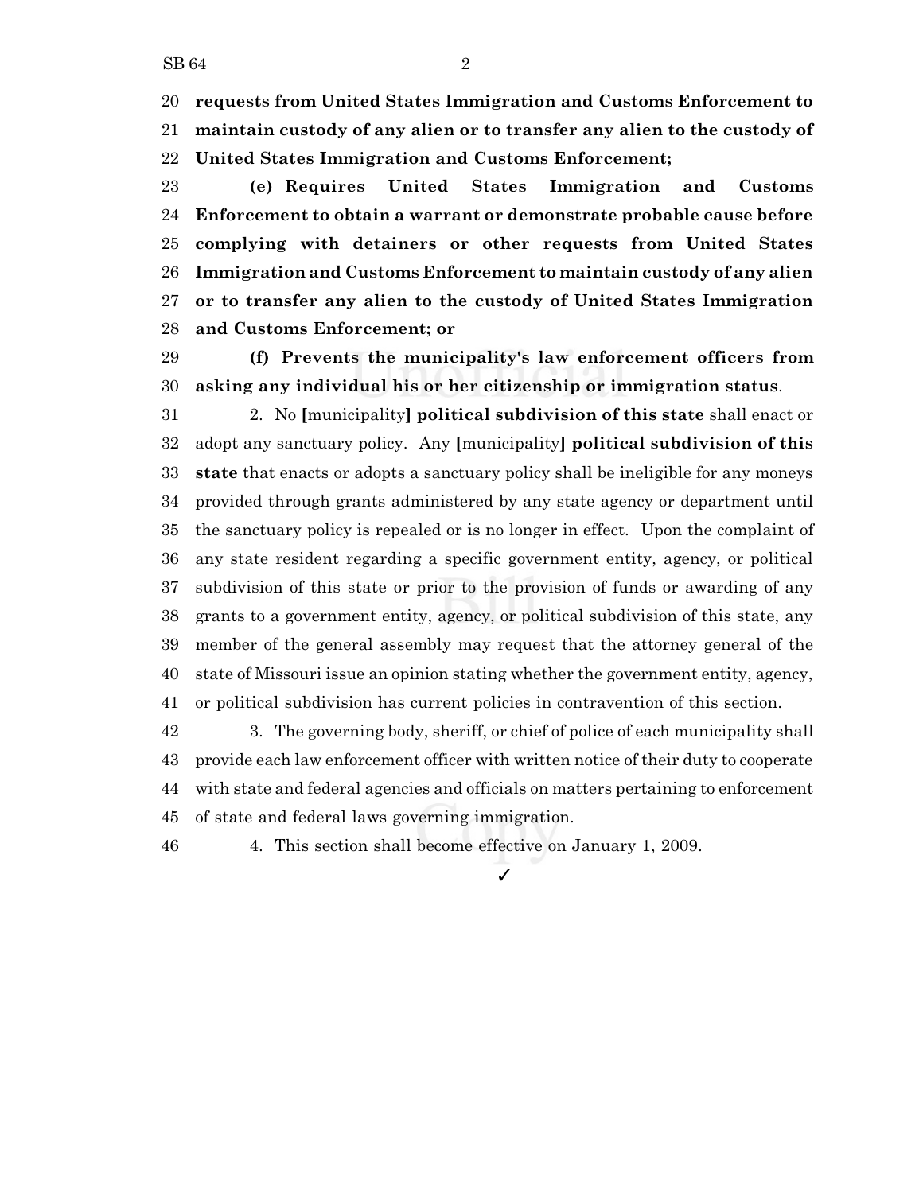**requests from United States Immigration and Customs Enforcement to maintain custody of any alien or to transfer any alien to the custody of United States Immigration and Customs Enforcement;**

**(e) Requires United States Immigration and Customs Enforcement to obtain a warrant or demonstrate probable cause before complying with detainers or other requests from United States Immigration and Customs Enforcement to maintain custody of any alien or to transfer any alien to the custody of United States Immigration and Customs Enforcement; or**

**(f) Prevents the municipality's law enforcement officers from asking any individual his or her citizenship or immigration status**.

2. No **[**municipality**] political subdivision of this state** shall enact or adopt any sanctuary policy. Any **[**municipality**] political subdivision of this state** that enacts or adopts a sanctuary policy shall be ineligible for any moneys provided through grants administered by any state agency or department until the sanctuary policy is repealed or is no longer in effect. Upon the complaint of any state resident regarding a specific government entity, agency, or political subdivision of this state or prior to the provision of funds or awarding of any grants to a government entity, agency, or political subdivision of this state, any member of the general assembly may request that the attorney general of the state of Missouri issue an opinion stating whether the government entity, agency, or political subdivision has current policies in contravention of this section.

3. The governing body, sheriff, or chief of police of each municipality shall provide each law enforcement officer with written notice of their duty to cooperate with state and federal agencies and officials on matters pertaining to enforcement of state and federal laws governing immigration.

4. This section shall become effective on January 1, 2009.

✓